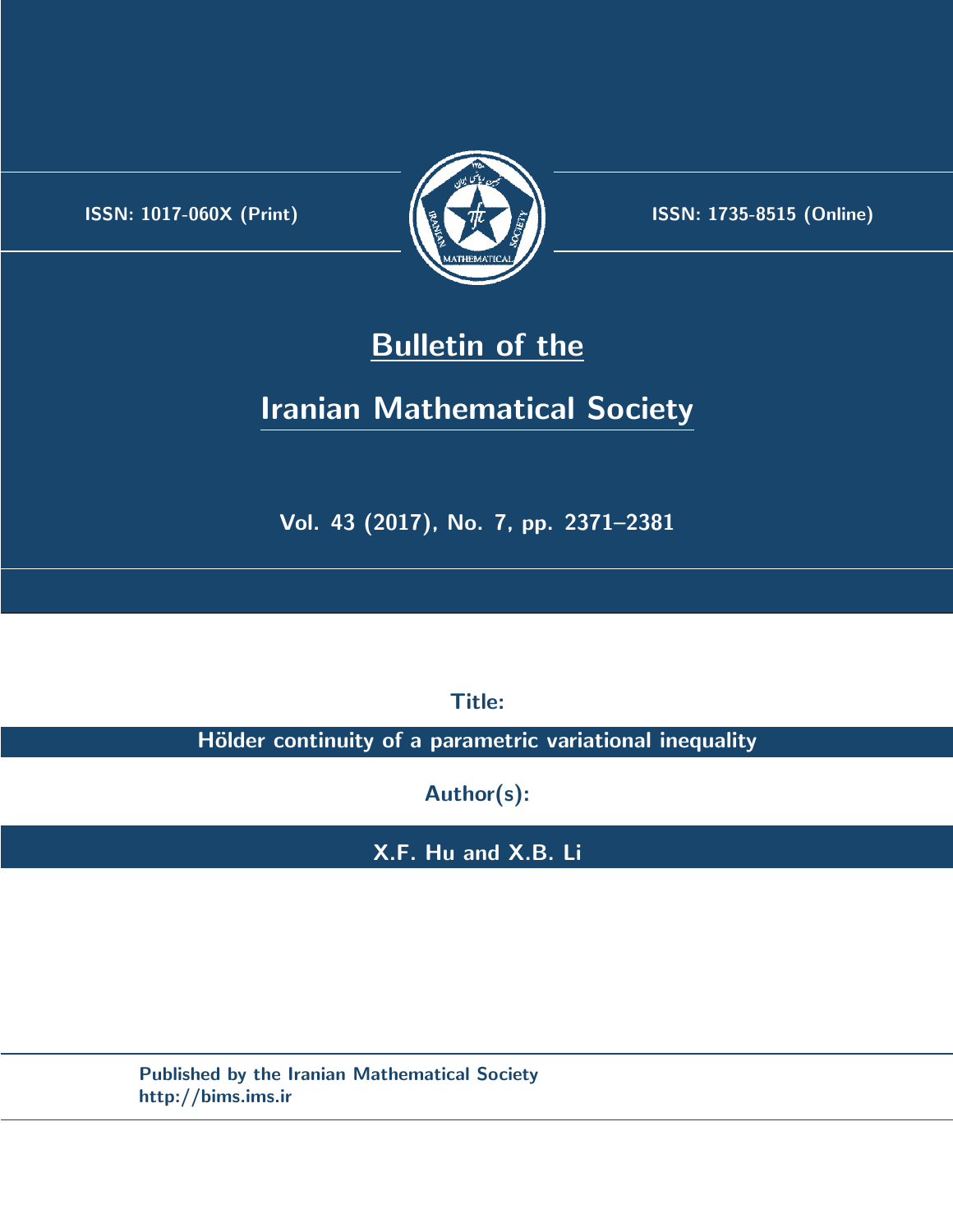ISSN: 1017-060X (Print)

ISSN: 1735-8515 (Online)

# Bulletin of the Iranian Mathematical Society

Vol. 43 (2017), No. 7, pp. 2371–2381

**Title:**

**Hölder continuity of a parametric variational inequality**

**Author(s):**

**X.F. Hu and X.B. Li**

Published by the Iranian Mathematical Society
http://bims.ims.ir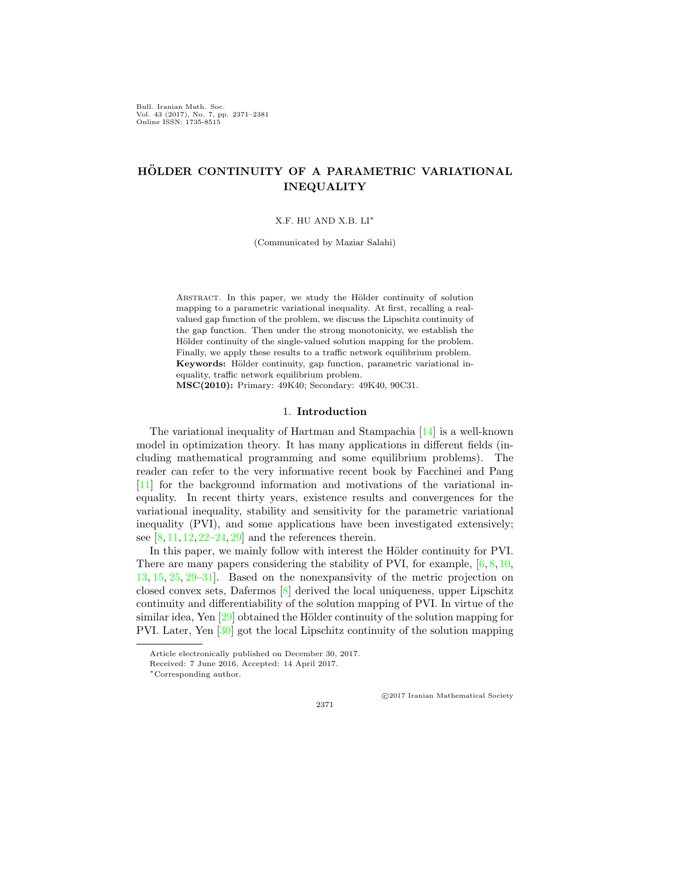Bull. Iranian Math. Soc.
Vol. 43 (2017), No. 7, pp. 2371–2381
Online ISSN: 1735-8515

# HÖLDER CONTINUITY OF A PARAMETRIC VARIATIONAL INEQUALITY

X.F. HU AND X.B. LI*

(Communicated by Maziar Salahi)

Abstract. In this paper, we study the Hölder continuity of solution mapping to a parametric variational inequality. At first, recalling a real-valued gap function of the problem, we discuss the Lipschitz continuity of the gap function. Then under the strong monotonicity, we establish the Hölder continuity of the single-valued solution mapping for the problem. Finally, we apply these results to a traffic network equilibrium problem.

**Keywords:** Hölder continuity, gap function, parametric variational inequality, traffic network equilibrium problem.

**MSC(2010):** Primary: 49K40; Secondary: 49K40, 90C31.

## 1. Introduction

The variational inequality of Hartman and Stampachia [14] is a well-known model in optimization theory. It has many applications in different fields (including mathematical programming and some equilibrium problems). The reader can refer to the very informative recent book by Facchinei and Pang [11] for the background information and motivations of the variational inequality. In recent thirty years, existence results and convergences for the variational inequality, stability and sensitivity for the parametric variational inequality (PVI), and some applications have been investigated extensively; see [8, 11, 12, 22–24, 29] and the references therein.

In this paper, we mainly follow with interest the Hölder continuity for PVI. There are many papers considering the stability of PVI, for example, [6, 8, 10, 13, 15, 25, 29–31]. Based on the nonexpansivity of the metric projection on closed convex sets, Dafermos [8] derived the local uniqueness, upper Lipschitz continuity and differentiability of the solution mapping of PVI. In virtue of the similar idea, Yen [29] obtained the Hölder continuity of the solution mapping for PVI. Later, Yen [30] got the local Lipschitz continuity of the solution mapping

Article electronically published on December 30, 2017.
Received: 7 June 2016, Accepted: 14 April 2017.
*Corresponding author.

©2017 Iranian Mathematical Society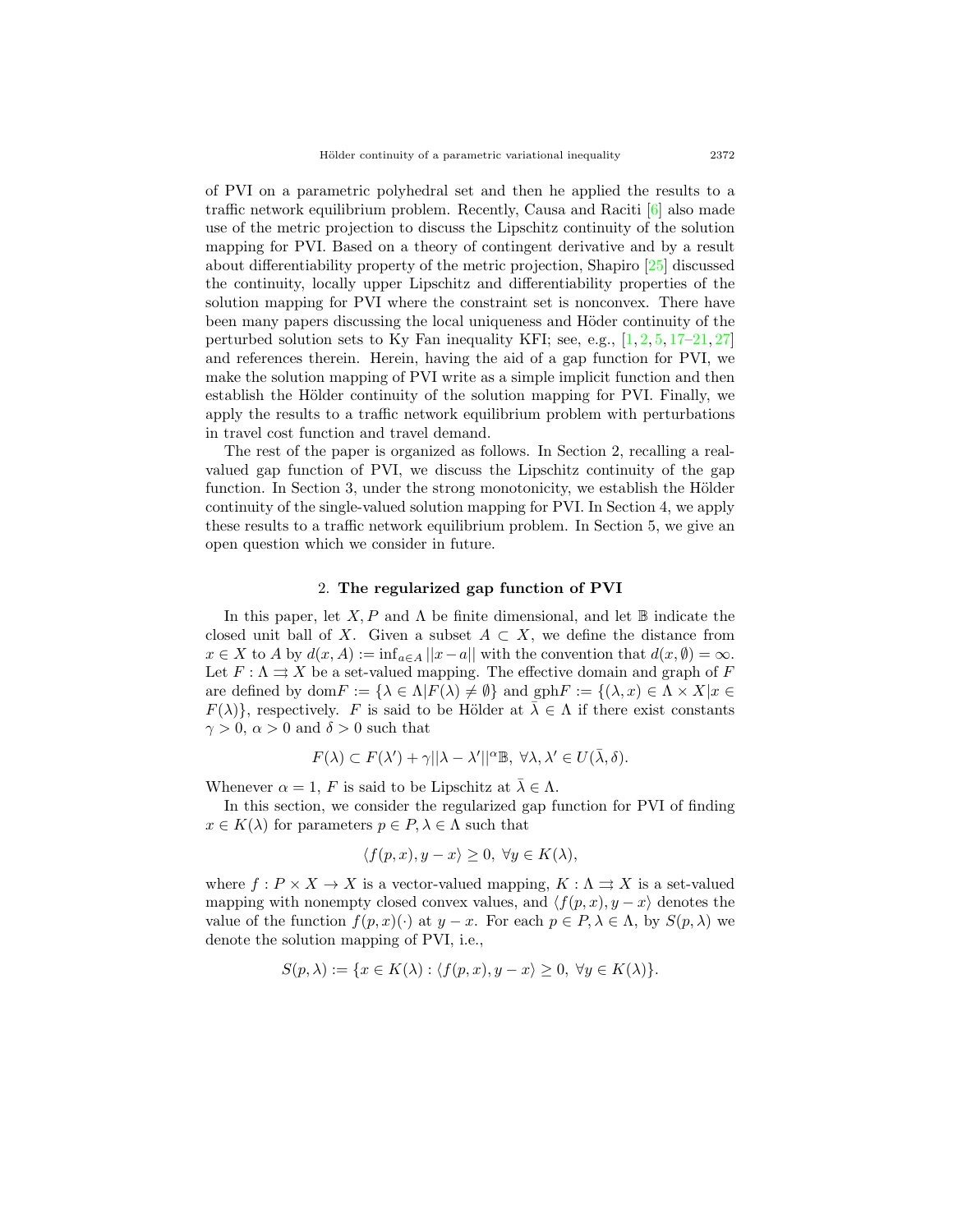of PVI on a parametric polyhedral set and then he applied the results to a traffic network equilibrium problem. Recently, Causa and Raciti [6] also made use of the metric projection to discuss the Lipschitz continuity of the solution mapping for PVI. Based on a theory of contingent derivative and by a result about differentiability property of the metric projection, Shapiro [25] discussed the continuity, locally upper Lipschitz and differentiability properties of the solution mapping for PVI where the constraint set is nonconvex. There have been many papers discussing the local uniqueness and Höder continuity of the perturbed solution sets to Ky Fan inequality KFI; see, e.g., [1, 2, 5, 17–21, 27] and references therein. Herein, having the aid of a gap function for PVI, we make the solution mapping of PVI write as a simple implicit function and then establish the Hölder continuity of the solution mapping for PVI. Finally, we apply the results to a traffic network equilibrium problem with perturbations in travel cost function and travel demand.

The rest of the paper is organized as follows. In Section 2, recalling a real-valued gap function of PVI, we discuss the Lipschitz continuity of the gap function. In Section 3, under the strong monotonicity, we establish the Hölder continuity of the single-valued solution mapping for PVI. In Section 4, we apply these results to a traffic network equilibrium problem. In Section 5, we give an open question which we consider in future.

## 2. The regularized gap function of PVI

In this paper, let $X, P$ and $\Lambda$ be finite dimensional, and let $\mathbb{B}$ indicate the closed unit ball of $X$. Given a subset $A \subset X$, we define the distance from $x \in X$ to $A$ by $d(x, A) := \inf_{a \in A} ||x - a||$ with the convention that $d(x, \emptyset) = \infty$. Let $F : \Lambda \rightrightarrows X$ be a set-valued mapping. The effective domain and graph of $F$ are defined by $\text{dom}F := \{\lambda \in \Lambda | F(\lambda) \neq \emptyset\}$ and $\text{gph}F := \{(\lambda, x) \in \Lambda \times X | x \in F(\lambda)\}$, respectively. $F$ is said to be Hölder at $\bar{\lambda} \in \Lambda$ if there exist constants $\gamma > 0$, $\alpha > 0$ and $\delta > 0$ such that

$$F(\lambda) \subset F(\lambda') + \gamma ||\lambda - \lambda'||^{\alpha} \mathbb{B}, \ \forall \lambda, \lambda' \in U(\bar{\lambda}, \delta).$$

Whenever $\alpha = 1$, $F$ is said to be Lipschitz at $\bar{\lambda} \in \Lambda$.

In this section, we consider the regularized gap function for PVI of finding $x \in K(\lambda)$ for parameters $p \in P, \lambda \in \Lambda$ such that

$$\langle f(p, x), y - x \rangle \geq 0, \ \forall y \in K(\lambda),$$

where $f : P \times X \to X$ is a vector-valued mapping, $K : \Lambda \rightrightarrows X$ is a set-valued mapping with nonempty closed convex values, and $\langle f(p, x), y - x \rangle$ denotes the value of the function $f(p, x)(\cdot)$ at $y - x$. For each $p \in P, \lambda \in \Lambda$, by $S(p, \lambda)$ we denote the solution mapping of PVI, i.e.,

$$S(p, \lambda) := \{x \in K(\lambda) : \langle f(p, x), y - x \rangle \geq 0, \ \forall y \in K(\lambda)\}.$$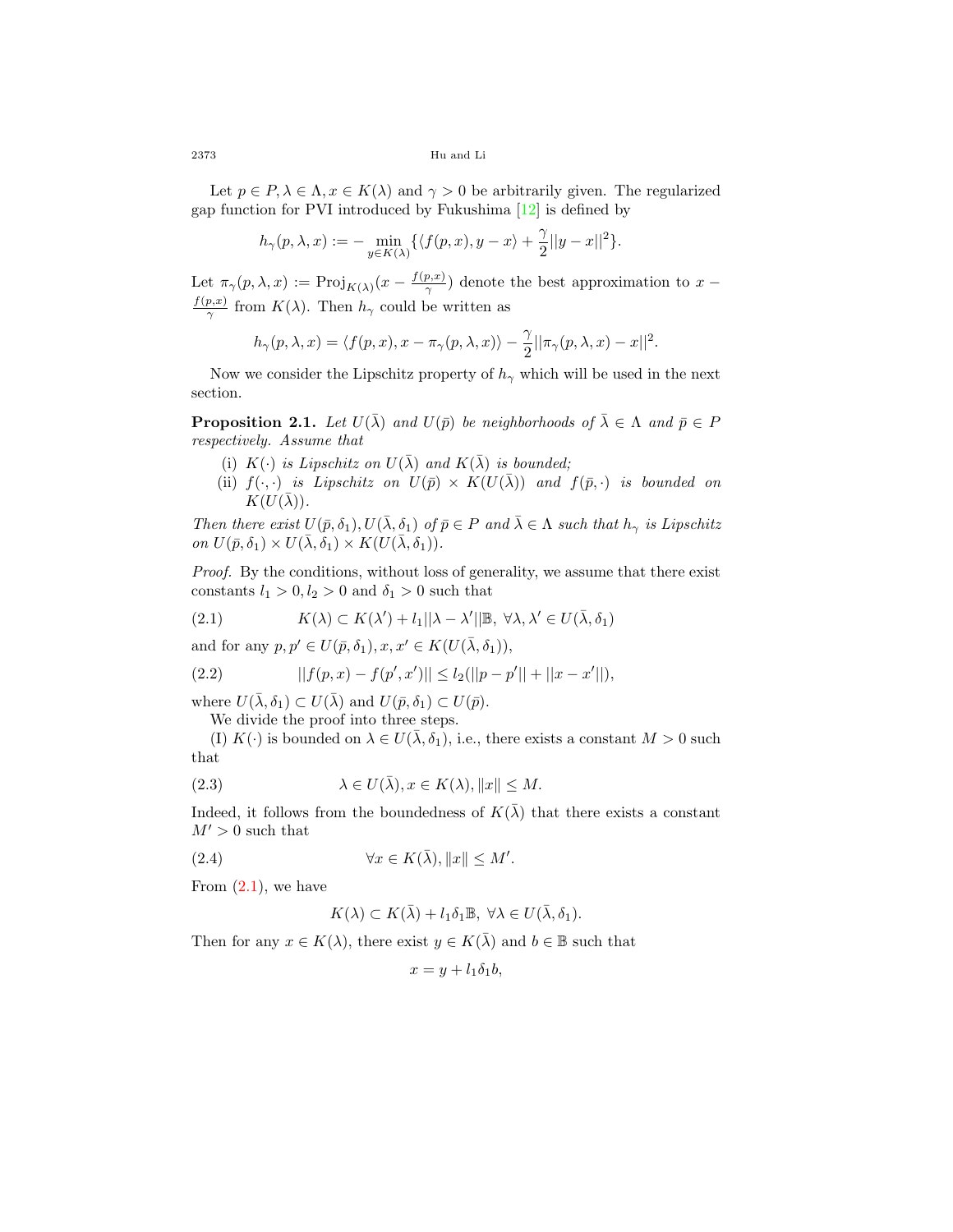Let $p \in P, \lambda \in \Lambda, x \in K(\lambda)$ and $\gamma > 0$ be arbitrarily given. The regularized gap function for PVI introduced by Fukushima [12] is defined by

$$h_\gamma(p, \lambda, x) := -\min_{y \in K(\lambda)} \{\langle f(p, x), y - x\rangle + \frac{\gamma}{2}||y - x||^2\}.$$

Let $\pi_\gamma(p, \lambda, x) := \text{Proj}_{K(\lambda)}(x - \frac{f(p,x)}{\gamma})$ denote the best approximation to $x - \frac{f(p,x)}{\gamma}$ from $K(\lambda)$. Then $h_\gamma$ could be written as

$$h_\gamma(p, \lambda, x) = \langle f(p, x), x - \pi_\gamma(p, \lambda, x)\rangle - \frac{\gamma}{2}||\pi_\gamma(p, \lambda, x) - x||^2.$$

Now we consider the Lipschitz property of $h_\gamma$ which will be used in the next section.

**Proposition 2.1.** *Let $U(\bar{\lambda})$ and $U(\bar{p})$ be neighborhoods of $\bar{\lambda} \in \Lambda$ and $\bar{p} \in P$ respectively. Assume that*

(i) *$K(\cdot)$ is Lipschitz on $U(\bar{\lambda})$ and $K(\bar{\lambda})$ is bounded;*

(ii) *$f(\cdot, \cdot)$ is Lipschitz on $U(\bar{p}) \times K(U(\bar{\lambda}))$ and $f(\bar{p}, \cdot)$ is bounded on $K(U(\bar{\lambda}))$.*

*Then there exist $U(\bar{p}, \delta_1), U(\bar{\lambda}, \delta_1)$ of $\bar{p} \in P$ and $\bar{\lambda} \in \Lambda$ such that $h_\gamma$ is Lipschitz on $U(\bar{p}, \delta_1) \times U(\bar{\lambda}, \delta_1) \times K(U(\bar{\lambda}, \delta_1))$.*

*Proof.* By the conditions, without loss of generality, we assume that there exist constants $l_1 > 0, l_2 > 0$ and $\delta_1 > 0$ such that

$$K(\lambda) \subset K(\lambda') + l_1||\lambda - \lambda'||\mathbb{B}, \ \forall \lambda, \lambda' \in U(\bar{\lambda}, \delta_1) \tag{2.1}$$

and for any $p, p' \in U(\bar{p}, \delta_1), x, x' \in K(U(\bar{\lambda}, \delta_1))$,

$$||f(p, x) - f(p', x')|| \leq l_2(||p - p'|| + ||x - x'||), \tag{2.2}$$

where $U(\bar{\lambda}, \delta_1) \subset U(\bar{\lambda})$ and $U(\bar{p}, \delta_1) \subset U(\bar{p})$.

We divide the proof into three steps.

(I) $K(\cdot)$ is bounded on $\lambda \in U(\bar{\lambda}, \delta_1)$, i.e., there exists a constant $M > 0$ such that

$$\lambda \in U(\bar{\lambda}), x \in K(\lambda), \|x\| \leq M. \tag{2.3}$$

Indeed, it follows from the boundedness of $K(\bar{\lambda})$ that there exists a constant $M' > 0$ such that

$$\forall x \in K(\bar{\lambda}), \|x\| \leq M'. \tag{2.4}$$

From (2.1), we have

$$K(\lambda) \subset K(\bar{\lambda}) + l_1\delta_1\mathbb{B}, \ \forall \lambda \in U(\bar{\lambda}, \delta_1).$$

Then for any $x \in K(\lambda)$, there exist $y \in K(\bar{\lambda})$ and $b \in \mathbb{B}$ such that

$$x = y + l_1\delta_1 b,$$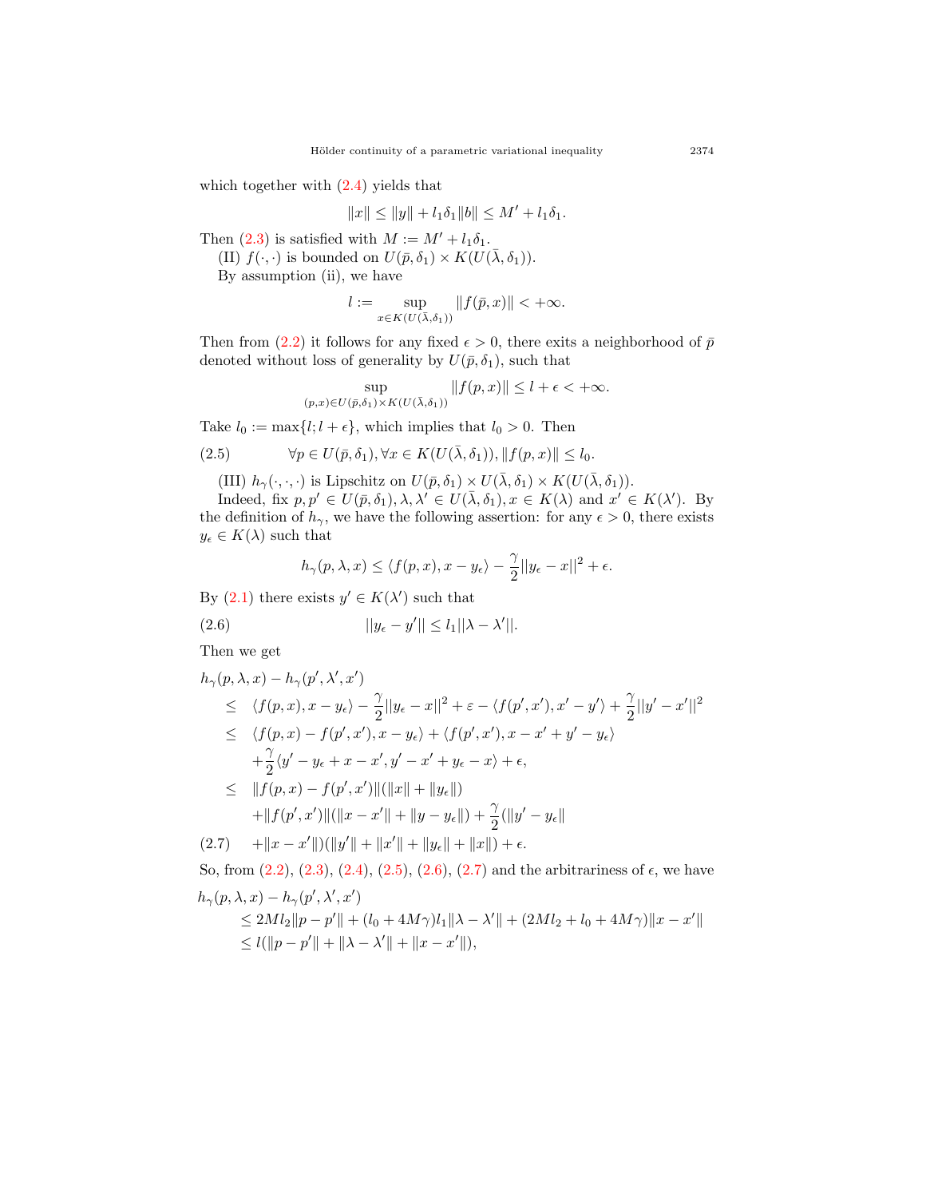which together with (2.4) yields that

$$\|x\| \leq \|y\| + l_1\delta_1\|b\| \leq M' + l_1\delta_1.$$

Then (2.3) is satisfied with $M := M' + l_1\delta_1$.

(II) $f(\cdot,\cdot)$ is bounded on $U(\bar{p},\delta_1) \times K(U(\bar{\lambda},\delta_1))$.

By assumption (ii), we have

$$l := \sup_{x\in K(U(\bar{\lambda},\delta_1))} \|f(\bar{p},x)\| < +\infty.$$

Then from (2.2) it follows for any fixed $\epsilon > 0$, there exits a neighborhood of $\bar{p}$ denoted without loss of generality by $U(\bar{p},\delta_1)$, such that

$$\sup_{(p,x)\in U(\bar{p},\delta_1)\times K(U(\bar{\lambda},\delta_1))} \|f(p,x)\| \leq l + \epsilon < +\infty.$$

Take $l_0 := \max\{l; l+\epsilon\}$, which implies that $l_0 > 0$. Then

$$\forall p \in U(\bar{p},\delta_1), \forall x \in K(U(\bar{\lambda},\delta_1)), \|f(p,x)\| \leq l_0. \tag{2.5}$$

(III) $h_\gamma(\cdot,\cdot,\cdot)$ is Lipschitz on $U(\bar{p},\delta_1) \times U(\bar{\lambda},\delta_1) \times K(U(\bar{\lambda},\delta_1))$.

Indeed, fix $p, p' \in U(\bar{p},\delta_1), \lambda, \lambda' \in U(\bar{\lambda},\delta_1), x \in K(\lambda)$ and $x' \in K(\lambda')$. By the definition of $h_\gamma$, we have the following assertion: for any $\epsilon > 0$, there exists $y_\epsilon \in K(\lambda)$ such that

$$h_\gamma(p,\lambda,x) \leq \langle f(p,x), x - y_\epsilon\rangle - \frac{\gamma}{2}||y_\epsilon - x||^2 + \epsilon.$$

By (2.1) there exists $y' \in K(\lambda')$ such that

$$||y_\epsilon - y'|| \leq l_1||\lambda - \lambda'||. \tag{2.6}$$

Then we get

$$\begin{aligned}
&h_\gamma(p,\lambda,x) - h_\gamma(p',\lambda',x')\\
&\quad\leq \langle f(p,x), x - y_\epsilon\rangle - \frac{\gamma}{2}||y_\epsilon - x||^2 + \varepsilon - \langle f(p',x'), x' - y'\rangle + \frac{\gamma}{2}||y' - x'||^2\\
&\quad\leq \langle f(p,x) - f(p',x'), x - y_\epsilon\rangle + \langle f(p',x'), x - x' + y' - y_\epsilon\rangle\\
&\qquad + \frac{\gamma}{2}\langle y' - y_\epsilon + x - x', y' - x' + y_\epsilon - x\rangle + \epsilon,\\
&\quad\leq \|f(p,x) - f(p',x')\|(\|x\| + \|y_\epsilon\|)\\
&\qquad + \|f(p',x')\|(\|x - x'\| + \|y - y_\epsilon\|) + \frac{\gamma}{2}(\|y' - y_\epsilon\|\\
&\qquad + \|x - x'\|)(\|y'\| + \|x'\| + \|y_\epsilon\| + \|x\|) + \epsilon.
\end{aligned} \tag{2.7}$$

So, from (2.2), (2.3), (2.4), (2.5), (2.6), (2.7) and the arbitrariness of $\epsilon$, we have

$$\begin{aligned}
&h_\gamma(p,\lambda,x) - h_\gamma(p',\lambda',x')\\
&\quad\leq 2Ml_2\|p - p'\| + (l_0 + 4M\gamma)l_1\|\lambda - \lambda'\| + (2Ml_2 + l_0 + 4M\gamma)\|x - x'\|\\
&\quad\leq l(\|p - p'\| + \|\lambda - \lambda'\| + \|x - x'\|),
\end{aligned}$$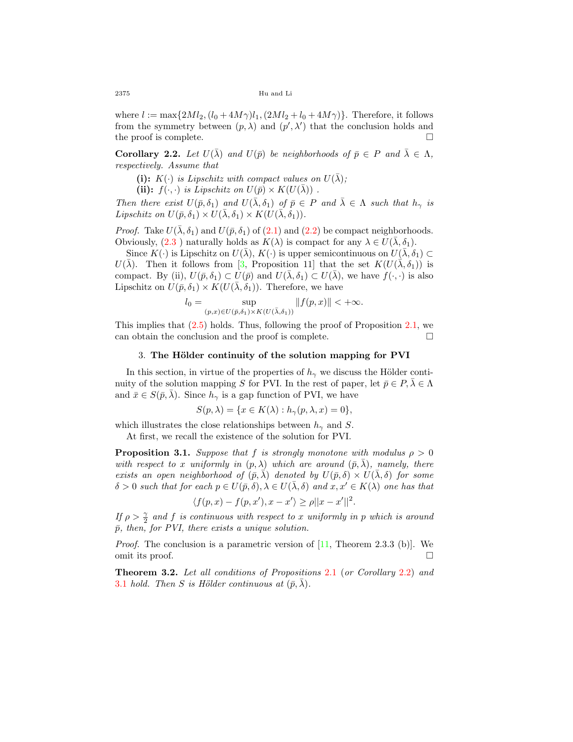where $l := \max\{2Ml_2, (l_0 + 4M\gamma)l_1, (2Ml_2 + l_0 + 4M\gamma)\}$. Therefore, it follows from the symmetry between $(p, \lambda)$ and $(p', \lambda')$ that the conclusion holds and the proof is complete. $\square$

**Corollary 2.2.** *Let $U(\bar{\lambda})$ and $U(\bar{p})$ be neighborhoods of $\bar{p} \in P$ and $\bar{\lambda} \in \Lambda$, respectively. Assume that*

- **(i):** *$K(\cdot)$ is Lipschitz with compact values on $U(\bar{\lambda})$;*
- **(ii):** *$f(\cdot, \cdot)$ is Lipschitz on $U(\bar{p}) \times K(U(\bar{\lambda}))$ .*

*Then there exist $U(\bar{p}, \delta_1)$ and $U(\bar{\lambda}, \delta_1)$ of $\bar{p} \in P$ and $\bar{\lambda} \in \Lambda$ such that $h_\gamma$ is Lipschitz on $U(\bar{p}, \delta_1) \times U(\bar{\lambda}, \delta_1) \times K(U(\bar{\lambda}, \delta_1))$.*

*Proof.* Take $U(\bar{\lambda}, \delta_1)$ and $U(\bar{p}, \delta_1)$ of (2.1) and (2.2) be compact neighborhoods. Obviously, (2.3 ) naturally holds as $K(\lambda)$ is compact for any $\lambda \in U(\bar{\lambda}, \delta_1)$.

Since $K(\cdot)$ is Lipschitz on $U(\bar{\lambda})$, $K(\cdot)$ is upper semicontinuous on $U(\bar{\lambda}, \delta_1) \subset U(\bar{\lambda})$. Then it follows from [3, Proposition 11] that the set $K(U(\bar{\lambda}, \delta_1))$ is compact. By (ii), $U(\bar{p}, \delta_1) \subset U(\bar{p})$ and $U(\bar{\lambda}, \delta_1) \subset U(\bar{\lambda})$, we have $f(\cdot, \cdot)$ is also Lipschitz on $U(\bar{p}, \delta_1) \times K(U(\bar{\lambda}, \delta_1))$. Therefore, we have

$$l_0 = \sup_{(p,x) \in U(\bar{p}, \delta_1) \times K(U(\bar{\lambda}, \delta_1))} \|f(p, x)\| < +\infty.$$

This implies that (2.5) holds. Thus, following the proof of Proposition 2.1, we can obtain the conclusion and the proof is complete. $\square$

## 3. The Hölder continuity of the solution mapping for PVI

In this section, in virtue of the properties of $h_\gamma$ we discuss the Hölder continuity of the solution mapping $S$ for PVI. In the rest of paper, let $\bar{p} \in P, \bar{\lambda} \in \Lambda$ and $\bar{x} \in S(\bar{p}, \bar{\lambda})$. Since $h_\gamma$ is a gap function of PVI, we have

$$S(p, \lambda) = \{x \in K(\lambda) : h_\gamma(p, \lambda, x) = 0\},$$

which illustrates the close relationships between $h_\gamma$ and $S$.

At first, we recall the existence of the solution for PVI.

**Proposition 3.1.** *Suppose that $f$ is strongly monotone with modulus $\rho > 0$ with respect to $x$ uniformly in $(p, \lambda)$ which are around $(\bar{p}, \bar{\lambda})$, namely, there exists an open neighborhood of $(\bar{p}, \bar{\lambda})$ denoted by $U(\bar{p}, \delta) \times U(\bar{\lambda}, \delta)$ for some $\delta > 0$ such that for each $p \in U(\bar{p}, \delta), \lambda \in U(\bar{\lambda}, \delta)$ and $x, x' \in K(\lambda)$ one has that*

$$\langle f(p, x) - f(p, x'), x - x' \rangle \geq \rho ||x - x'||^2.$$

*If $\rho > \frac{\gamma}{2}$ and $f$ is continuous with respect to $x$ uniformly in $p$ which is around $\bar{p}$, then, for PVI, there exists a unique solution.*

*Proof.* The conclusion is a parametric version of [11, Theorem 2.3.3 (b)]. We omit its proof. $\square$

**Theorem 3.2.** *Let all conditions of Propositions 2.1 (or Corollary 2.2) and 3.1 hold. Then $S$ is Hölder continuous at $(\bar{p}, \bar{\lambda})$.*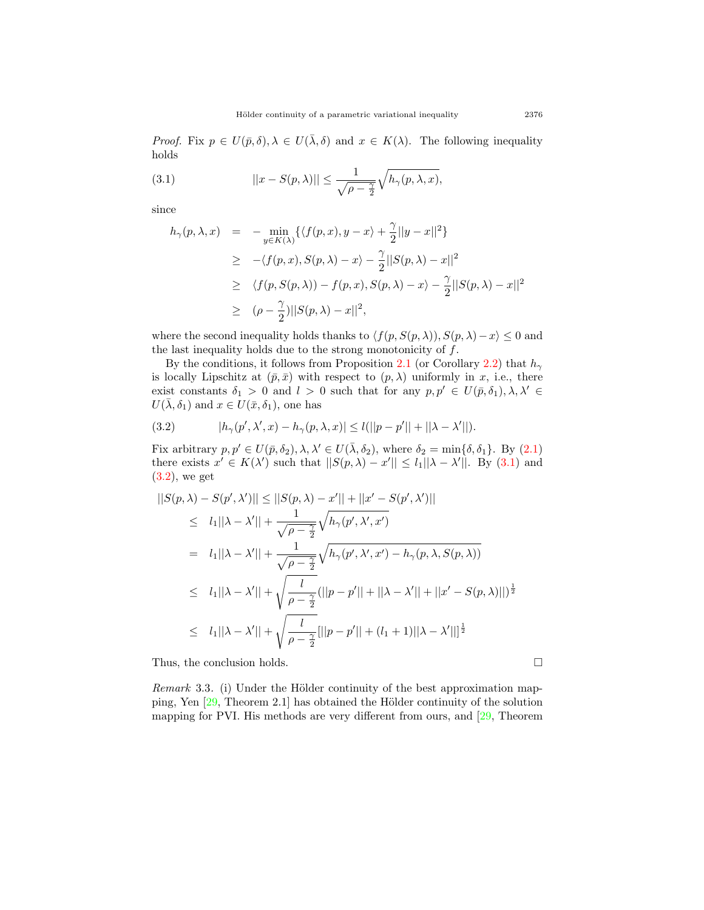*Proof.* Fix $p \in U(\bar{p}, \delta), \lambda \in U(\bar{\lambda}, \delta)$ and $x \in K(\lambda)$. The following inequality holds

$$||x - S(p, \lambda)|| \leq \frac{1}{\sqrt{\rho - \frac{\gamma}{2}}} \sqrt{h_\gamma(p, \lambda, x)}, \tag{3.1}$$

since

$$\begin{aligned}
h_\gamma(p, \lambda, x) &= -\min_{y \in K(\lambda)} \{\langle f(p, x), y - x \rangle + \frac{\gamma}{2}||y - x||^2\} \\
&\geq -\langle f(p, x), S(p, \lambda) - x \rangle - \frac{\gamma}{2}||S(p, \lambda) - x||^2 \\
&\geq \langle f(p, S(p, \lambda)) - f(p, x), S(p, \lambda) - x \rangle - \frac{\gamma}{2}||S(p, \lambda) - x||^2 \\
&\geq (\rho - \frac{\gamma}{2})||S(p, \lambda) - x||^2,
\end{aligned}$$

where the second inequality holds thanks to $\langle f(p, S(p, \lambda)), S(p, \lambda) - x \rangle \leq 0$ and the last inequality holds due to the strong monotonicity of $f$.

By the conditions, it follows from Proposition 2.1 (or Corollary 2.2) that $h_\gamma$ is locally Lipschitz at $(\bar{p}, \bar{x})$ with respect to $(p, \lambda)$ uniformly in $x$, i.e., there exist constants $\delta_1 > 0$ and $l > 0$ such that for any $p, p' \in U(\bar{p}, \delta_1), \lambda, \lambda' \in U(\bar{\lambda}, \delta_1)$ and $x \in U(\bar{x}, \delta_1)$, one has

$$|h_\gamma(p', \lambda', x) - h_\gamma(p, \lambda, x)| \leq l(||p - p'|| + ||\lambda - \lambda'||). \tag{3.2}$$

Fix arbitrary $p, p' \in U(\bar{p}, \delta_2), \lambda, \lambda' \in U(\bar{\lambda}, \delta_2)$, where $\delta_2 = \min\{\delta, \delta_1\}$. By (2.1) there exists $x' \in K(\lambda')$ such that $||S(p, \lambda) - x'|| \leq l_1||\lambda - \lambda'||$. By (3.1) and (3.2), we get

$$\begin{aligned}
||S(p, \lambda) - S(p', \lambda')|| &\leq ||S(p, \lambda) - x'|| + ||x' - S(p', \lambda')|| \\
&\leq l_1||\lambda - \lambda'|| + \frac{1}{\sqrt{\rho - \frac{\gamma}{2}}} \sqrt{h_\gamma(p', \lambda', x')} \\
&= l_1||\lambda - \lambda'|| + \frac{1}{\sqrt{\rho - \frac{\gamma}{2}}} \sqrt{h_\gamma(p', \lambda', x') - h_\gamma(p, \lambda, S(p, \lambda))} \\
&\leq l_1||\lambda - \lambda'|| + \sqrt{\frac{l}{\rho - \frac{\gamma}{2}}} (||p - p'|| + ||\lambda - \lambda'|| + ||x' - S(p, \lambda)||)^{\frac{1}{2}} \\
&\leq l_1||\lambda - \lambda'|| + \sqrt{\frac{l}{\rho - \frac{\gamma}{2}}} [||p - p'|| + (l_1 + 1)||\lambda - \lambda'||]^{\frac{1}{2}}
\end{aligned}$$

Thus, the conclusion holds. □

*Remark* 3.3. (i) Under the Hölder continuity of the best approximation mapping, Yen [29, Theorem 2.1] has obtained the Hölder continuity of the solution mapping for PVI. His methods are very different from ours, and [29, Theorem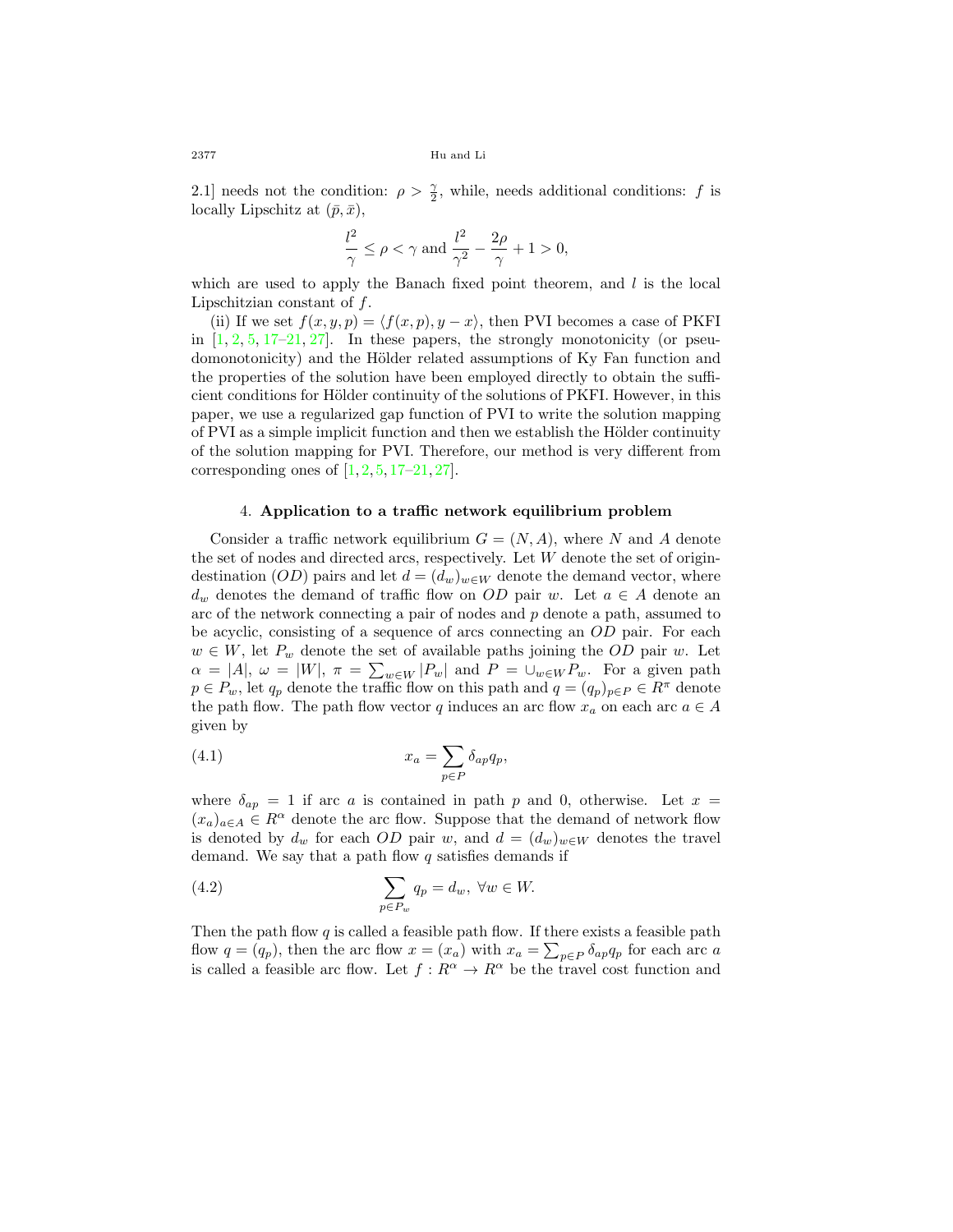2.1] needs not the condition: $\rho > \frac{\gamma}{2}$, while, needs additional conditions: $f$ is locally Lipschitz at $(\bar{p}, \bar{x})$,

$$\frac{l^2}{\gamma} \leq \rho < \gamma \text{ and } \frac{l^2}{\gamma^2} - \frac{2\rho}{\gamma} + 1 > 0,$$

which are used to apply the Banach fixed point theorem, and $l$ is the local Lipschitzian constant of $f$.

(ii) If we set $f(x, y, p) = \langle f(x, p), y - x\rangle$, then PVI becomes a case of PKFI in [1, 2, 5, 17–21, 27]. In these papers, the strongly monotonicity (or pseudomonotonicity) and the Hölder related assumptions of Ky Fan function and the properties of the solution have been employed directly to obtain the sufficient conditions for Hölder continuity of the solutions of PKFI. However, in this paper, we use a regularized gap function of PVI to write the solution mapping of PVI as a simple implicit function and then we establish the Hölder continuity of the solution mapping for PVI. Therefore, our method is very different from corresponding ones of [1, 2, 5, 17–21, 27].

## 4. Application to a traffic network equilibrium problem

Consider a traffic network equilibrium $G = (N, A)$, where $N$ and $A$ denote the set of nodes and directed arcs, respectively. Let $W$ denote the set of origin-destination ($OD$) pairs and let $d = (d_w)_{w\in W}$ denote the demand vector, where $d_w$ denotes the demand of traffic flow on $OD$ pair $w$. Let $a \in A$ denote an arc of the network connecting a pair of nodes and $p$ denote a path, assumed to be acyclic, consisting of a sequence of arcs connecting an $OD$ pair. For each $w \in W$, let $P_w$ denote the set of available paths joining the $OD$ pair $w$. Let $\alpha = |A|$, $\omega = |W|$, $\pi = \sum_{w\in W} |P_w|$ and $P = \cup_{w\in W} P_w$. For a given path $p \in P_w$, let $q_p$ denote the traffic flow on this path and $q = (q_p)_{p\in P} \in R^\pi$ denote the path flow. The path flow vector $q$ induces an arc flow $x_a$ on each arc $a \in A$ given by

$$x_a = \sum_{p\in P} \delta_{ap} q_p, \tag{4.1}$$

where $\delta_{ap} = 1$ if arc $a$ is contained in path $p$ and 0, otherwise. Let $x = (x_a)_{a\in A} \in R^\alpha$ denote the arc flow. Suppose that the demand of network flow is denoted by $d_w$ for each $OD$ pair $w$, and $d = (d_w)_{w\in W}$ denotes the travel demand. We say that a path flow $q$ satisfies demands if

$$\sum_{p\in P_w} q_p = d_w, \ \forall w \in W. \tag{4.2}$$

Then the path flow $q$ is called a feasible path flow. If there exists a feasible path flow $q = (q_p)$, then the arc flow $x = (x_a)$ with $x_a = \sum_{p\in P} \delta_{ap} q_p$ for each arc $a$ is called a feasible arc flow. Let $f : R^\alpha \to R^\alpha$ be the travel cost function and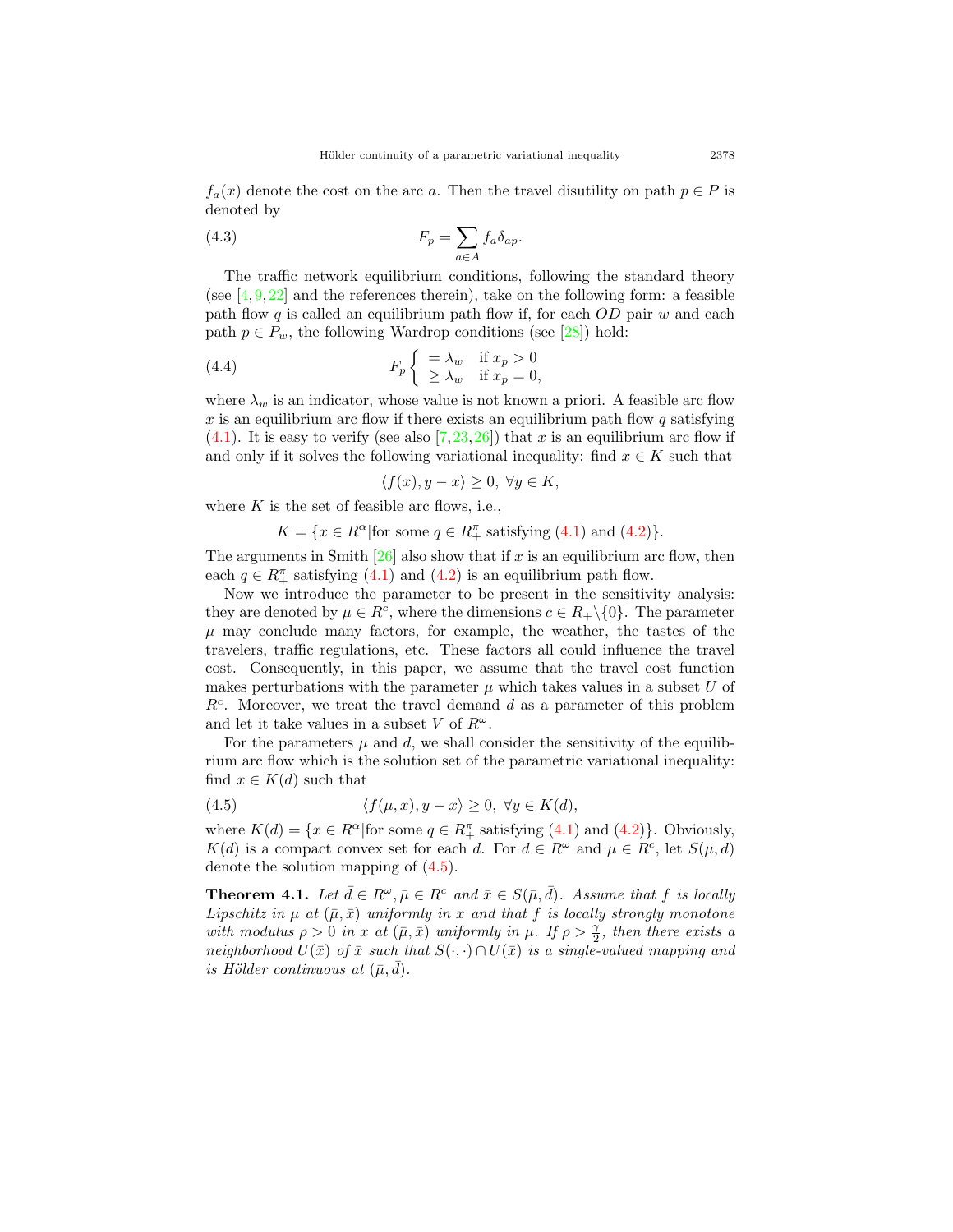$f_a(x)$ denote the cost on the arc $a$. Then the travel disutility on path $p \in P$ is denoted by

$$F_p = \sum_{a \in A} f_a \delta_{ap}. \tag{4.3}$$

The traffic network equilibrium conditions, following the standard theory (see [4,9,22] and the references therein), take on the following form: a feasible path flow $q$ is called an equilibrium path flow if, for each $OD$ pair $w$ and each path $p \in P_w$, the following Wardrop conditions (see [28]) hold:

$$F_p \begin{cases} = \lambda_w & \text{if } x_p > 0 \\ \geq \lambda_w & \text{if } x_p = 0, \end{cases} \tag{4.4}$$

where $\lambda_w$ is an indicator, whose value is not known a priori. A feasible arc flow $x$ is an equilibrium arc flow if there exists an equilibrium path flow $q$ satisfying (4.1). It is easy to verify (see also [7,23,26]) that $x$ is an equilibrium arc flow if and only if it solves the following variational inequality: find $x \in K$ such that

$$\langle f(x), y - x \rangle \geq 0, \ \forall y \in K,$$

where $K$ is the set of feasible arc flows, i.e.,

$$K = \{x \in R^{\alpha} | \text{for some } q \in R_+^{\pi} \text{ satisfying (4.1) and (4.2)}\}.$$

The arguments in Smith [26] also show that if $x$ is an equilibrium arc flow, then each $q \in R_+^{\pi}$ satisfying (4.1) and (4.2) is an equilibrium path flow.

Now we introduce the parameter to be present in the sensitivity analysis: they are denoted by $\mu \in R^c$, where the dimensions $c \in R_+ \backslash \{0\}$. The parameter $\mu$ may conclude many factors, for example, the weather, the tastes of the travelers, traffic regulations, etc. These factors all could influence the travel cost. Consequently, in this paper, we assume that the travel cost function makes perturbations with the parameter $\mu$ which takes values in a subset $U$ of $R^c$. Moreover, we treat the travel demand $d$ as a parameter of this problem and let it take values in a subset $V$ of $R^{\omega}$.

For the parameters $\mu$ and $d$, we shall consider the sensitivity of the equilibrium arc flow which is the solution set of the parametric variational inequality: find $x \in K(d)$ such that

$$\langle f(\mu, x), y - x \rangle \geq 0, \ \forall y \in K(d), \tag{4.5}$$

where $K(d) = \{x \in R^{\alpha} | \text{for some } q \in R_+^{\pi} \text{ satisfying (4.1) and (4.2)}\}$. Obviously, $K(d)$ is a compact convex set for each $d$. For $d \in R^{\omega}$ and $\mu \in R^c$, let $S(\mu, d)$ denote the solution mapping of (4.5).

**Theorem 4.1.** *Let $\bar{d} \in R^{\omega}, \bar{\mu} \in R^c$ and $\bar{x} \in S(\bar{\mu}, \bar{d})$. Assume that $f$ is locally Lipschitz in $\mu$ at $(\bar{\mu}, \bar{x})$ uniformly in $x$ and that $f$ is locally strongly monotone with modulus $\rho > 0$ in $x$ at $(\bar{\mu}, \bar{x})$ uniformly in $\mu$. If $\rho > \frac{\gamma}{2}$, then there exists a neighborhood $U(\bar{x})$ of $\bar{x}$ such that $S(\cdot, \cdot) \cap U(\bar{x})$ is a single-valued mapping and is Hölder continuous at $(\bar{\mu}, \bar{d})$.*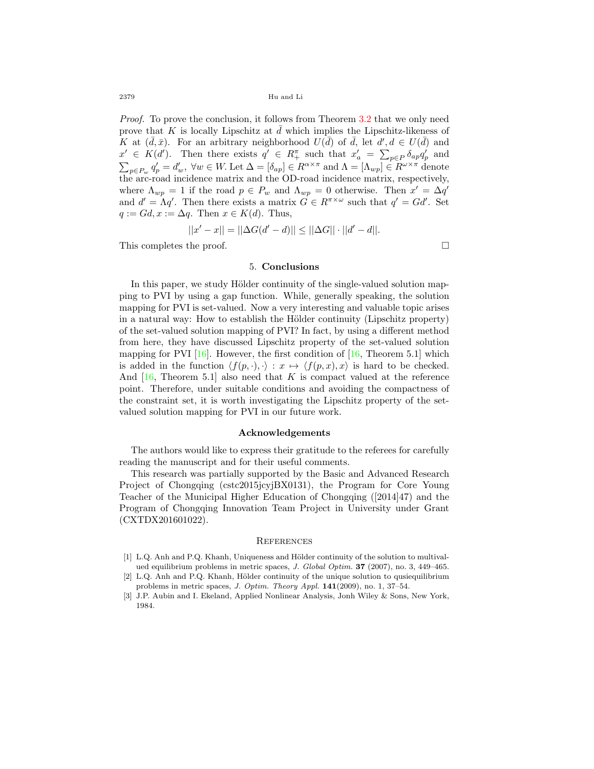*Proof.* To prove the conclusion, it follows from Theorem 3.2 that we only need prove that $K$ is locally Lipschitz at $\bar{d}$ which implies the Lipschitz-likeness of $K$ at $(\bar{d}, \bar{x})$. For an arbitrary neighborhood $U(\bar{d})$ of $\bar{d}$, let $d', d \in U(\bar{d})$ and $x' \in K(d')$. Then there exists $q' \in R^{\pi}_{+}$ such that $x'_a = \sum_{p \in P} \delta_{ap} q'_p$ and $\sum_{p \in P_w} q'_p = d'_w$, $\forall w \in W$. Let $\Delta = [\delta_{ap}] \in R^{\alpha \times \pi}$ and $\Lambda = [\Lambda_{wp}] \in R^{\omega \times \pi}$ denote the arc-road incidence matrix and the OD-road incidence matrix, respectively, where $\Lambda_{wp} = 1$ if the road $p \in P_w$ and $\Lambda_{wp} = 0$ otherwise. Then $x' = \Delta q'$ and $d' = \Lambda q'$. Then there exists a matrix $G \in R^{\pi \times \omega}$ such that $q' = Gd'$. Set $q := Gd, x := \Delta q$. Then $x \in K(d)$. Thus,

$$||x' - x|| = ||\Delta G(d' - d)|| \leq ||\Delta G|| \cdot ||d' - d||.$$

This completes the proof. □

## 5. Conclusions

In this paper, we study Hölder continuity of the single-valued solution mapping to PVI by using a gap function. While, generally speaking, the solution mapping for PVI is set-valued. Now a very interesting and valuable topic arises in a natural way: How to establish the Hölder continuity (Lipschitz property) of the set-valued solution mapping of PVI? In fact, by using a different method from here, they have discussed Lipschitz property of the set-valued solution mapping for PVI [16]. However, the first condition of [16, Theorem 5.1] which is added in the function $\langle f(p, \cdot), \cdot \rangle : x \mapsto \langle f(p, x), x \rangle$ is hard to be checked. And [16, Theorem 5.1] also need that $K$ is compact valued at the reference point. Therefore, under suitable conditions and avoiding the compactness of the constraint set, it is worth investigating the Lipschitz property of the set-valued solution mapping for PVI in our future work.

## Acknowledgements

The authors would like to express their gratitude to the referees for carefully reading the manuscript and for their useful comments.

This research was partially supported by the Basic and Advanced Research Project of Chongqing (cstc2015jcyjBX0131), the Program for Core Young Teacher of the Municipal Higher Education of Chongqing ([2014]47) and the Program of Chongqing Innovation Team Project in University under Grant (CXTDX201601022).

## References

[1] L.Q. Anh and P.Q. Khanh, Uniqueness and Hölder continuity of the solution to multivalued equilibrium problems in metric spaces, *J. Global Optim.* **37** (2007), no. 3, 449–465.

[2] L.Q. Anh and P.Q. Khanh, Hölder continuity of the unique solution to qusiequilibrium problems in metric spaces, *J. Optim. Theory Appl.* **141**(2009), no. 1, 37–54.

[3] J.P. Aubin and I. Ekeland, Applied Nonlinear Analysis, Jonh Wiley & Sons, New York, 1984.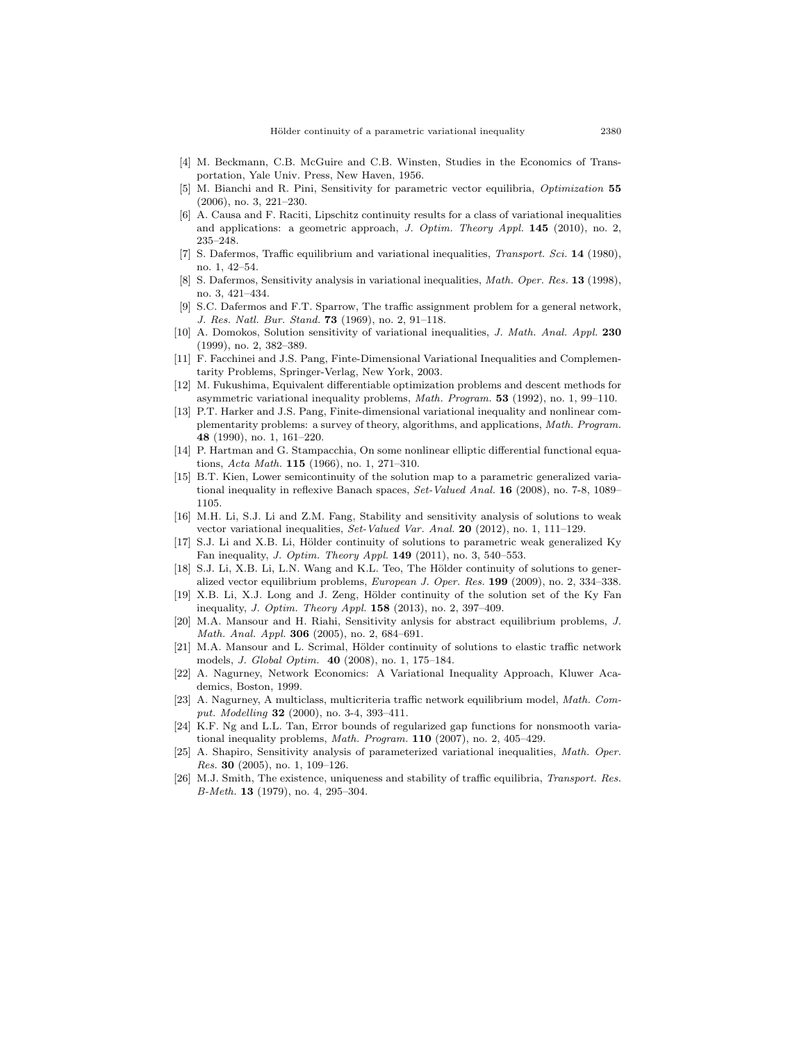[4] M. Beckmann, C.B. McGuire and C.B. Winsten, Studies in the Economics of Transportation, Yale Univ. Press, New Haven, 1956.

[5] M. Bianchi and R. Pini, Sensitivity for parametric vector equilibria, *Optimization* **55** (2006), no. 3, 221–230.

[6] A. Causa and F. Raciti, Lipschitz continuity results for a class of variational inequalities and applications: a geometric approach, *J. Optim. Theory Appl.* **145** (2010), no. 2, 235–248.

[7] S. Dafermos, Traffic equilibrium and variational inequalities, *Transport. Sci.* **14** (1980), no. 1, 42–54.

[8] S. Dafermos, Sensitivity analysis in variational inequalities, *Math. Oper. Res.* **13** (1998), no. 3, 421–434.

[9] S.C. Dafermos and F.T. Sparrow, The traffic assignment problem for a general network, *J. Res. Natl. Bur. Stand.* **73** (1969), no. 2, 91–118.

[10] A. Domokos, Solution sensitivity of variational inequalities, *J. Math. Anal. Appl.* **230** (1999), no. 2, 382–389.

[11] F. Facchinei and J.S. Pang, Finte-Dimensional Variational Inequalities and Complementarity Problems, Springer-Verlag, New York, 2003.

[12] M. Fukushima, Equivalent differentiable optimization problems and descent methods for asymmetric variational inequality problems, *Math. Program.* **53** (1992), no. 1, 99–110.

[13] P.T. Harker and J.S. Pang, Finite-dimensional variational inequality and nonlinear complementarity problems: a survey of theory, algorithms, and applications, *Math. Program.* **48** (1990), no. 1, 161–220.

[14] P. Hartman and G. Stampacchia, On some nonlinear elliptic differential functional equations, *Acta Math.* **115** (1966), no. 1, 271–310.

[15] B.T. Kien, Lower semicontinuity of the solution map to a parametric generalized variational inequality in reflexive Banach spaces, *Set-Valued Anal.* **16** (2008), no. 7-8, 1089–1105.

[16] M.H. Li, S.J. Li and Z.M. Fang, Stability and sensitivity analysis of solutions to weak vector variational inequalities, *Set-Valued Var. Anal.* **20** (2012), no. 1, 111–129.

[17] S.J. Li and X.B. Li, Hölder continuity of solutions to parametric weak generalized Ky Fan inequality, *J. Optim. Theory Appl.* **149** (2011), no. 3, 540–553.

[18] S.J. Li, X.B. Li, L.N. Wang and K.L. Teo, The Hölder continuity of solutions to generalized vector equilibrium problems, *European J. Oper. Res.* **199** (2009), no. 2, 334–338.

[19] X.B. Li, X.J. Long and J. Zeng, Hölder continuity of the solution set of the Ky Fan inequality, *J. Optim. Theory Appl.* **158** (2013), no. 2, 397–409.

[20] M.A. Mansour and H. Riahi, Sensitivity anlysis for abstract equilibrium problems, *J. Math. Anal. Appl.* **306** (2005), no. 2, 684–691.

[21] M.A. Mansour and L. Scrimal, Hölder continuity of solutions to elastic traffic network models, *J. Global Optim.* **40** (2008), no. 1, 175–184.

[22] A. Nagurney, Network Economics: A Variational Inequality Approach, Kluwer Academics, Boston, 1999.

[23] A. Nagurney, A multiclass, multicriteria traffic network equilibrium model, *Math. Comput. Modelling* **32** (2000), no. 3-4, 393–411.

[24] K.F. Ng and L.L. Tan, Error bounds of regularized gap functions for nonsmooth variational inequality problems, *Math. Program.* **110** (2007), no. 2, 405–429.

[25] A. Shapiro, Sensitivity analysis of parameterized variational inequalities, *Math. Oper. Res.* **30** (2005), no. 1, 109–126.

[26] M.J. Smith, The existence, uniqueness and stability of traffic equilibria, *Transport. Res. B-Meth.* **13** (1979), no. 4, 295–304.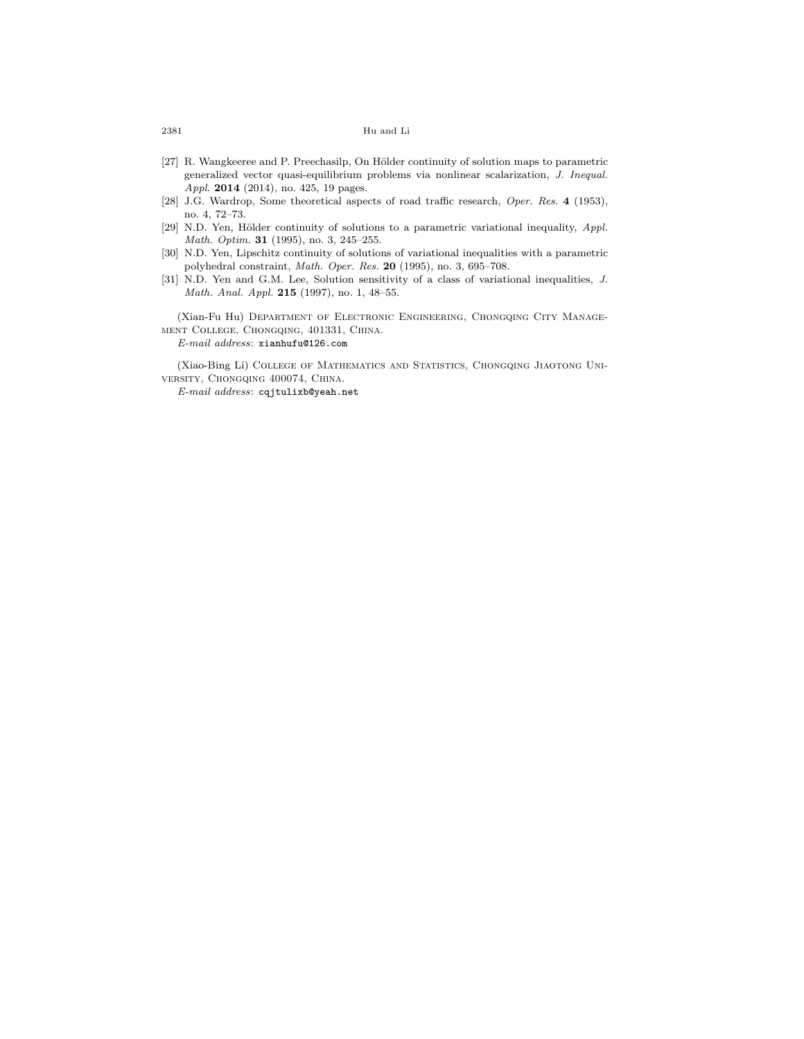[27] R. Wangkeeree and P. Preechasilp, On Hölder continuity of solution maps to parametric generalized vector quasi-equilibrium problems via nonlinear scalarization, *J. Inequal. Appl.* **2014** (2014), no. 425, 19 pages.

[28] J.G. Wardrop, Some theoretical aspects of road traffic research, *Oper. Res.* **4** (1953), no. 4, 72–73.

[29] N.D. Yen, Hölder continuity of solutions to a parametric variational inequality, *Appl. Math. Optim.* **31** (1995), no. 3, 245–255.

[30] N.D. Yen, Lipschitz continuity of solutions of variational inequalities with a parametric polyhedral constraint, *Math. Oper. Res.* **20** (1995), no. 3, 695–708.

[31] N.D. Yen and G.M. Lee, Solution sensitivity of a class of variational inequalities, *J. Math. Anal. Appl.* **215** (1997), no. 1, 48–55.

(Xian-Fu Hu) Department of Electronic Engineering, Chongqing City Management College, Chongqing, 401331, China.

*E-mail address*: xianhufu@126.com

(Xiao-Bing Li) College of Mathematics and Statistics, Chongqing Jiaotong University, Chongqing 400074, China.

*E-mail address*: cqjtulixb@yeah.net